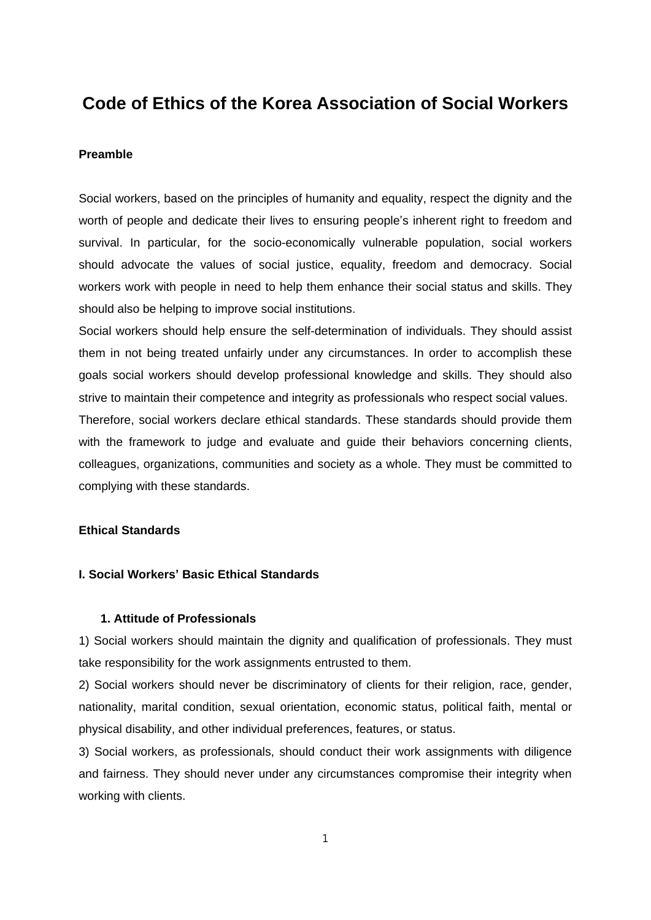# Code of Ethics of the Korea Association of Social Workers

## Preamble

Social workers, based on the principles of humanity and equality, respect the dignity and the worth of people and dedicate their lives to ensuring people's inherent right to freedom and survival. In particular, for the socio-economically vulnerable population, social workers should advocate the values of social justice, equality, freedom and democracy. Social workers work with people in need to help them enhance their social status and skills. They should also be helping to improve social institutions.

Social workers should help ensure the self-determination of individuals. They should assist them in not being treated unfairly under any circumstances. In order to accomplish these goals social workers should develop professional knowledge and skills. They should also strive to maintain their competence and integrity as professionals who respect social values.

Therefore, social workers declare ethical standards. These standards should provide them with the framework to judge and evaluate and guide their behaviors concerning clients, colleagues, organizations, communities and society as a whole. They must be committed to complying with these standards.

## Ethical Standards

### I. Social Workers' Basic Ethical Standards

#### 1. Attitude of Professionals

1) Social workers should maintain the dignity and qualification of professionals. They must take responsibility for the work assignments entrusted to them.

2) Social workers should never be discriminatory of clients for their religion, race, gender, nationality, marital condition, sexual orientation, economic status, political faith, mental or physical disability, and other individual preferences, features, or status.

3) Social workers, as professionals, should conduct their work assignments with diligence and fairness. They should never under any circumstances compromise their integrity when working with clients.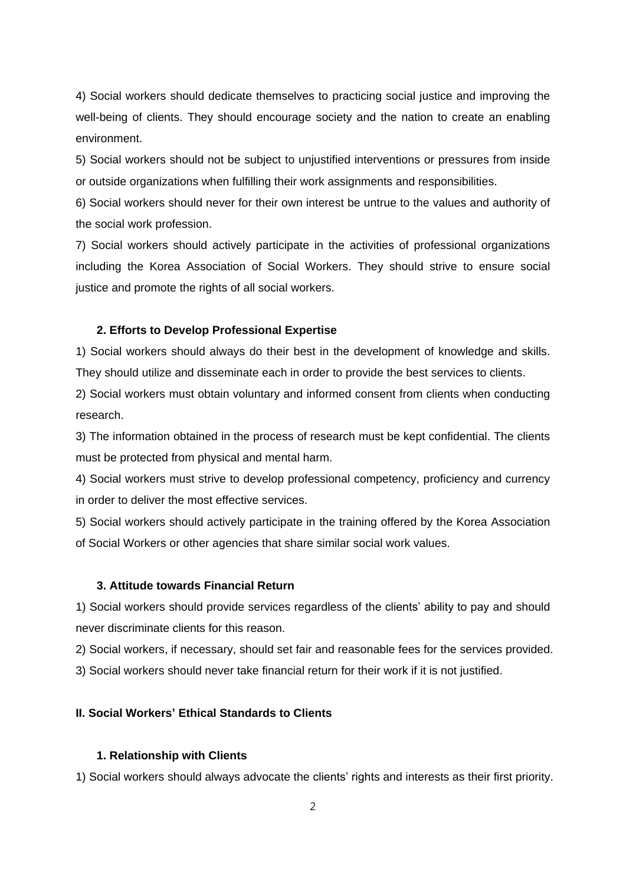4) Social workers should dedicate themselves to practicing social justice and improving the well-being of clients. They should encourage society and the nation to create an enabling environment.

5) Social workers should not be subject to unjustified interventions or pressures from inside or outside organizations when fulfilling their work assignments and responsibilities.

6) Social workers should never for their own interest be untrue to the values and authority of the social work profession.

7) Social workers should actively participate in the activities of professional organizations including the Korea Association of Social Workers. They should strive to ensure social justice and promote the rights of all social workers.

### 2. Efforts to Develop Professional Expertise

1) Social workers should always do their best in the development of knowledge and skills. They should utilize and disseminate each in order to provide the best services to clients.

2) Social workers must obtain voluntary and informed consent from clients when conducting research.

3) The information obtained in the process of research must be kept confidential. The clients must be protected from physical and mental harm.

4) Social workers must strive to develop professional competency, proficiency and currency in order to deliver the most effective services.

5) Social workers should actively participate in the training offered by the Korea Association of Social Workers or other agencies that share similar social work values.

### 3. Attitude towards Financial Return

1) Social workers should provide services regardless of the clients' ability to pay and should never discriminate clients for this reason.

2) Social workers, if necessary, should set fair and reasonable fees for the services provided.

3) Social workers should never take financial return for their work if it is not justified.

## II. Social Workers' Ethical Standards to Clients

### 1. Relationship with Clients

1) Social workers should always advocate the clients' rights and interests as their first priority.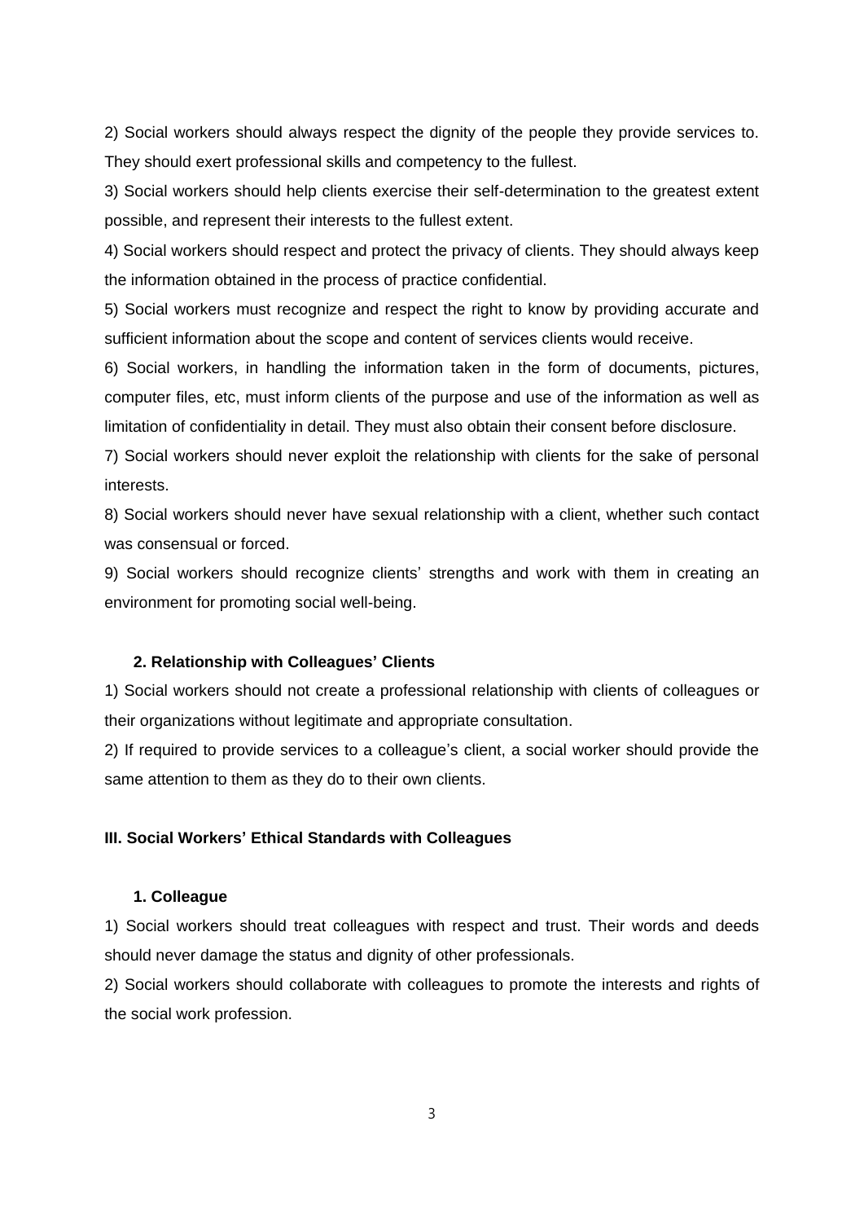2) Social workers should always respect the dignity of the people they provide services to. They should exert professional skills and competency to the fullest.

3) Social workers should help clients exercise their self-determination to the greatest extent possible, and represent their interests to the fullest extent.

4) Social workers should respect and protect the privacy of clients. They should always keep the information obtained in the process of practice confidential.

5) Social workers must recognize and respect the right to know by providing accurate and sufficient information about the scope and content of services clients would receive.

6) Social workers, in handling the information taken in the form of documents, pictures, computer files, etc, must inform clients of the purpose and use of the information as well as limitation of confidentiality in detail. They must also obtain their consent before disclosure.

7) Social workers should never exploit the relationship with clients for the sake of personal interests.

8) Social workers should never have sexual relationship with a client, whether such contact was consensual or forced.

9) Social workers should recognize clients' strengths and work with them in creating an environment for promoting social well-being.

### 2. Relationship with Colleagues' Clients

1) Social workers should not create a professional relationship with clients of colleagues or their organizations without legitimate and appropriate consultation.

2) If required to provide services to a colleague's client, a social worker should provide the same attention to them as they do to their own clients.

## III. Social Workers' Ethical Standards with Colleagues

### 1. Colleague

1) Social workers should treat colleagues with respect and trust. Their words and deeds should never damage the status and dignity of other professionals.

2) Social workers should collaborate with colleagues to promote the interests and rights of the social work profession.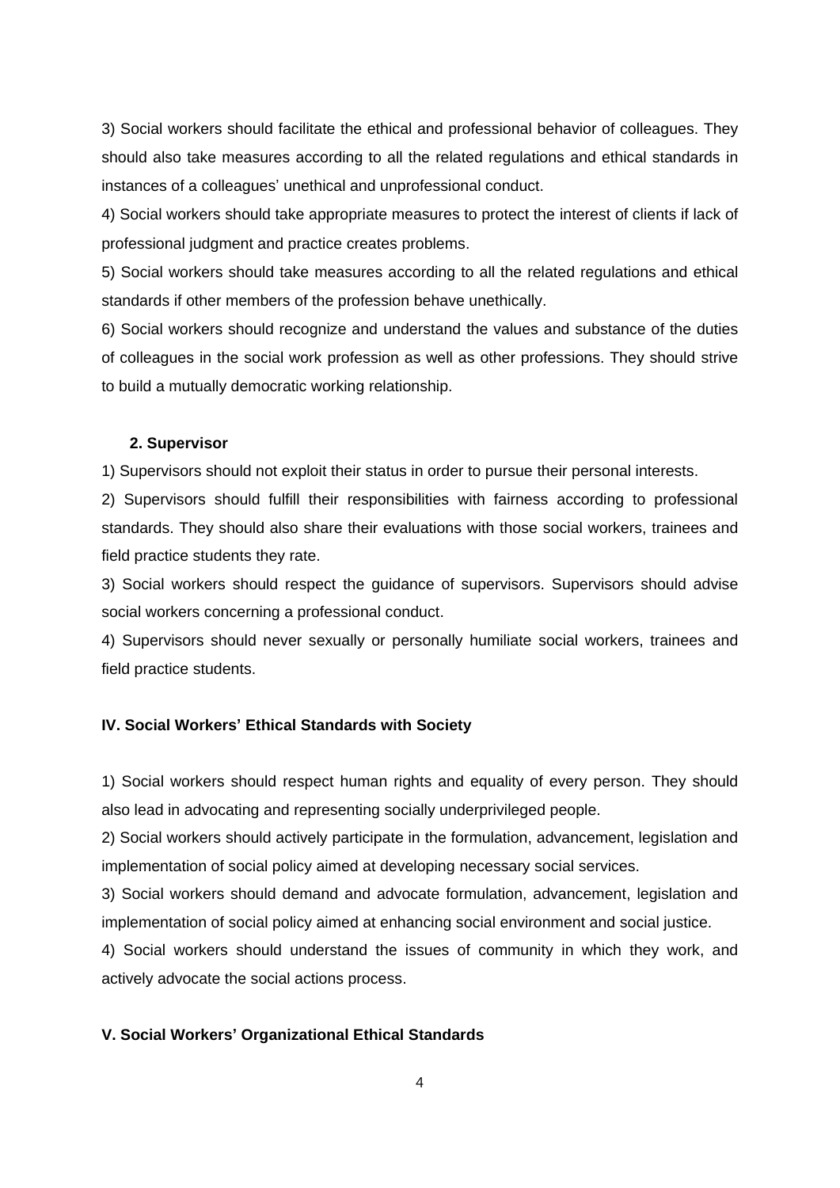3) Social workers should facilitate the ethical and professional behavior of colleagues. They should also take measures according to all the related regulations and ethical standards in instances of a colleagues' unethical and unprofessional conduct.

4) Social workers should take appropriate measures to protect the interest of clients if lack of professional judgment and practice creates problems.

5) Social workers should take measures according to all the related regulations and ethical standards if other members of the profession behave unethically.

6) Social workers should recognize and understand the values and substance of the duties of colleagues in the social work profession as well as other professions. They should strive to build a mutually democratic working relationship.

### 2. Supervisor

1) Supervisors should not exploit their status in order to pursue their personal interests.

2) Supervisors should fulfill their responsibilities with fairness according to professional standards. They should also share their evaluations with those social workers, trainees and field practice students they rate.

3) Social workers should respect the guidance of supervisors. Supervisors should advise social workers concerning a professional conduct.

4) Supervisors should never sexually or personally humiliate social workers, trainees and field practice students.

## IV. Social Workers' Ethical Standards with Society

1) Social workers should respect human rights and equality of every person. They should also lead in advocating and representing socially underprivileged people.

2) Social workers should actively participate in the formulation, advancement, legislation and implementation of social policy aimed at developing necessary social services.

3) Social workers should demand and advocate formulation, advancement, legislation and implementation of social policy aimed at enhancing social environment and social justice.

4) Social workers should understand the issues of community in which they work, and actively advocate the social actions process.

## V. Social Workers' Organizational Ethical Standards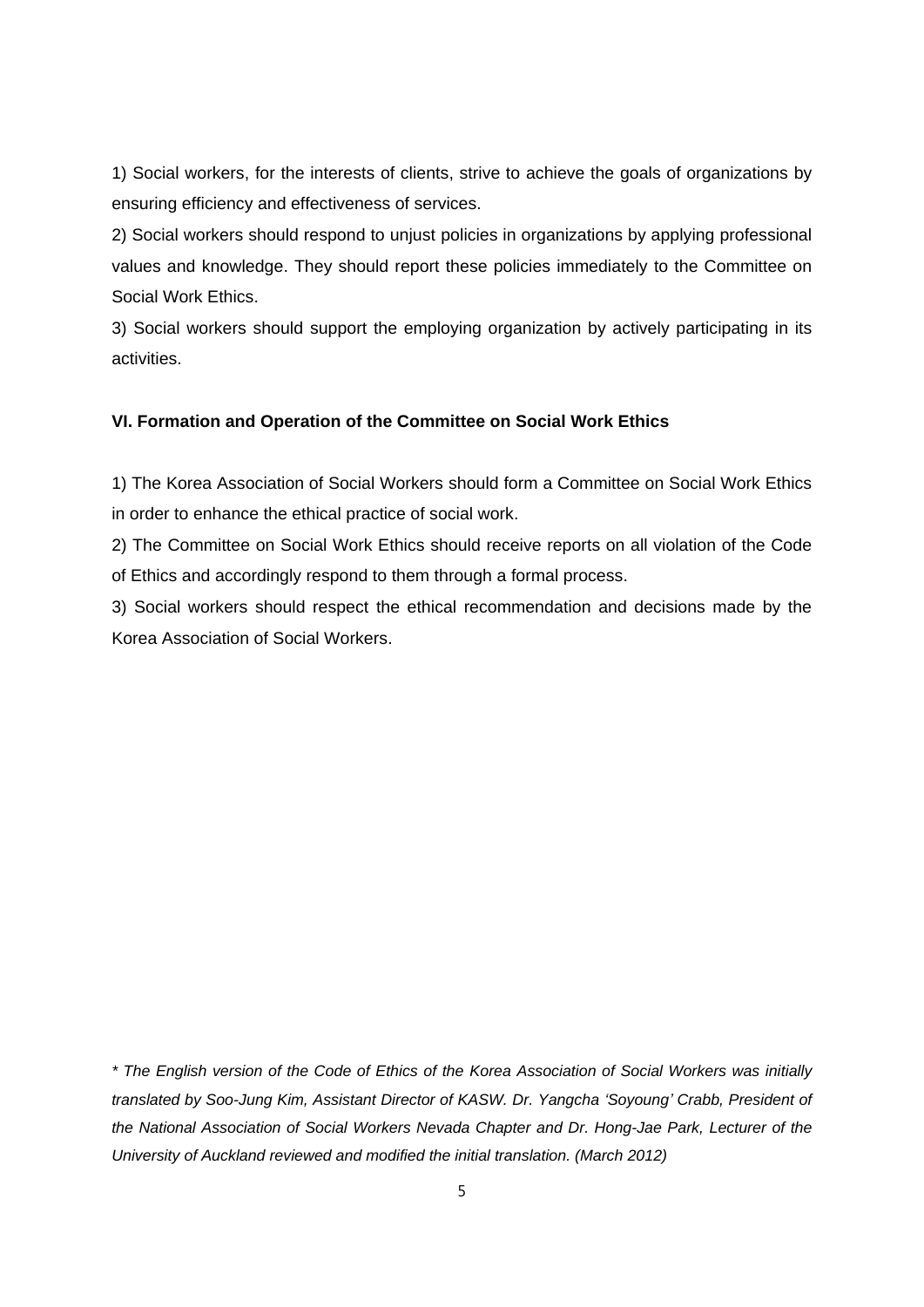1) Social workers, for the interests of clients, strive to achieve the goals of organizations by ensuring efficiency and effectiveness of services.

2) Social workers should respond to unjust policies in organizations by applying professional values and knowledge. They should report these policies immediately to the Committee on Social Work Ethics.

3) Social workers should support the employing organization by actively participating in its activities.

## VI. Formation and Operation of the Committee on Social Work Ethics

1) The Korea Association of Social Workers should form a Committee on Social Work Ethics in order to enhance the ethical practice of social work.

2) The Committee on Social Work Ethics should receive reports on all violation of the Code of Ethics and accordingly respond to them through a formal process.

3) Social workers should respect the ethical recommendation and decisions made by the Korea Association of Social Workers.

*\* The English version of the Code of Ethics of the Korea Association of Social Workers was initially translated by Soo-Jung Kim, Assistant Director of KASW. Dr. Yangcha 'Soyoung' Crabb, President of the National Association of Social Workers Nevada Chapter and Dr. Hong-Jae Park, Lecturer of the University of Auckland reviewed and modified the initial translation. (March 2012)*